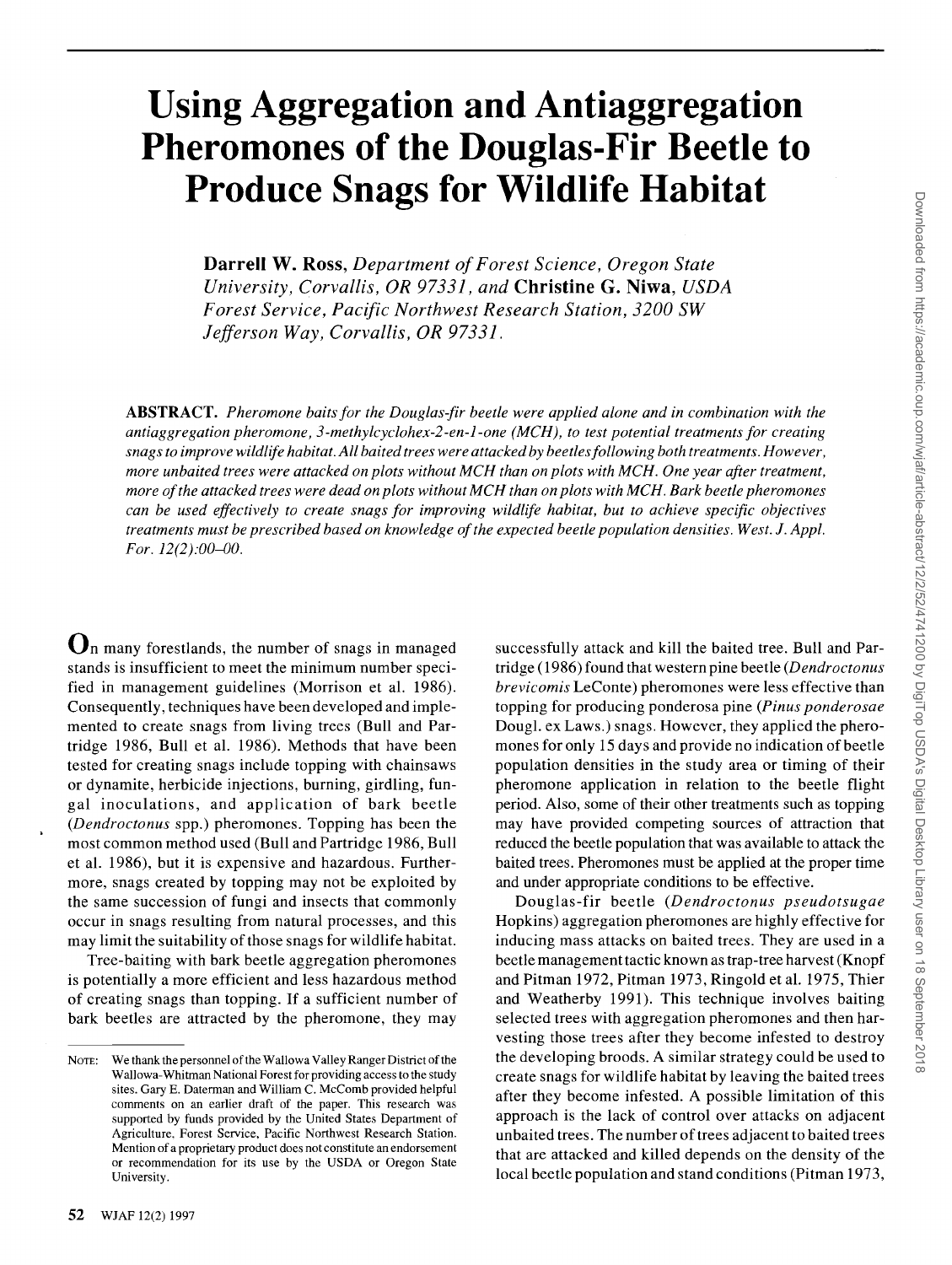# Using Aggregation and Antiaggregation Pheromones of the Douglas-Fir Beetle to Produce Snags for Wildlife Habitat

**Darrell W. Ross**, *Department of Forest Science, Oregon State University, Corvallis, OR 97331*, and **Christine G. Niwa**, *USDA Forest Service, Pacific Northwest Research Station, 3200 SW Jefferson Way, Corvallis, OR 97331.*

**ABSTRACT.** *Pheromone baits for the Douglas-fir beetle were applied alone and in combination with the antiaggregation pheromone, 3-methylcyclohex-2-en-1-one (MCH), to test potential treatments for creating snags to improve wildlife habitat. All baited trees were attacked by beetles following both treatments. However, more unbaited trees were attacked on plots without MCH than on plots with MCH. One year after treatment, more of the attacked trees were dead on plots without MCH than on plots with MCH. Bark beetle pheromones can be used effectively to create snags for improving wildlife habitat, but to achieve specific objectives treatments must be prescribed based on knowledge of the expected beetle population densities. West. J. Appl. For. 12(2):00–00.*

On many forestlands, the number of snags in managed stands is insufficient to meet the minimum number specified in management guidelines (Morrison et al. 1986). Consequently, techniques have been developed and implemented to create snags from living trees (Bull and Partridge 1986, Bull et al. 1986). Methods that have been tested for creating snags include topping with chainsaws or dynamite, herbicide injections, burning, girdling, fungal inoculations, and application of bark beetle (*Dendroctonus* spp.) pheromones. Topping has been the most common method used (Bull and Partridge 1986, Bull et al. 1986), but it is expensive and hazardous. Furthermore, snags created by topping may not be exploited by the same succession of fungi and insects that commonly occur in snags resulting from natural processes, and this may limit the suitability of those snags for wildlife habitat.

Tree-baiting with bark beetle aggregation pheromones is potentially a more efficient and less hazardous method of creating snags than topping. If a sufficient number of bark beetles are attracted by the pheromone, they may successfully attack and kill the baited tree. Bull and Partridge (1986) found that western pine beetle (*Dendroctonus brevicomis* LeConte) pheromones were less effective than topping for producing ponderosa pine (*Pinus ponderosae* Dougl. ex Laws.) snags. However, they applied the pheromones for only 15 days and provide no indication of beetle population densities in the study area or timing of their pheromone application in relation to the beetle flight period. Also, some of their other treatments such as topping may have provided competing sources of attraction that reduced the beetle population that was available to attack the baited trees. Pheromones must be applied at the proper time and under appropriate conditions to be effective.

Douglas-fir beetle (*Dendroctonus pseudotsugae* Hopkins) aggregation pheromones are highly effective for inducing mass attacks on baited trees. They are used in a beetle management tactic known as trap-tree harvest (Knopf and Pitman 1972, Pitman 1973, Ringold et al. 1975, Thier and Weatherby 1991). This technique involves baiting selected trees with aggregation pheromones and then harvesting those trees after they become infested to destroy the developing broods. A similar strategy could be used to create snags for wildlife habitat by leaving the baited trees after they become infested. A possible limitation of this approach is the lack of control over attacks on adjacent unbaited trees. The number of trees adjacent to baited trees that are attacked and killed depends on the density of the local beetle population and stand conditions (Pitman 1973,

NOTE: We thank the personnel of the Wallowa Valley Ranger District of the Wallowa-Whitman National Forest for providing access to the study sites. Gary E. Daterman and William C. McComb provided helpful comments on an earlier draft of the paper. This research was supported by funds provided by the United States Department of Agriculture, Forest Service, Pacific Northwest Research Station. Mention of a proprietary product does not constitute an endorsement or recommendation for its use by the USDA or Oregon State University.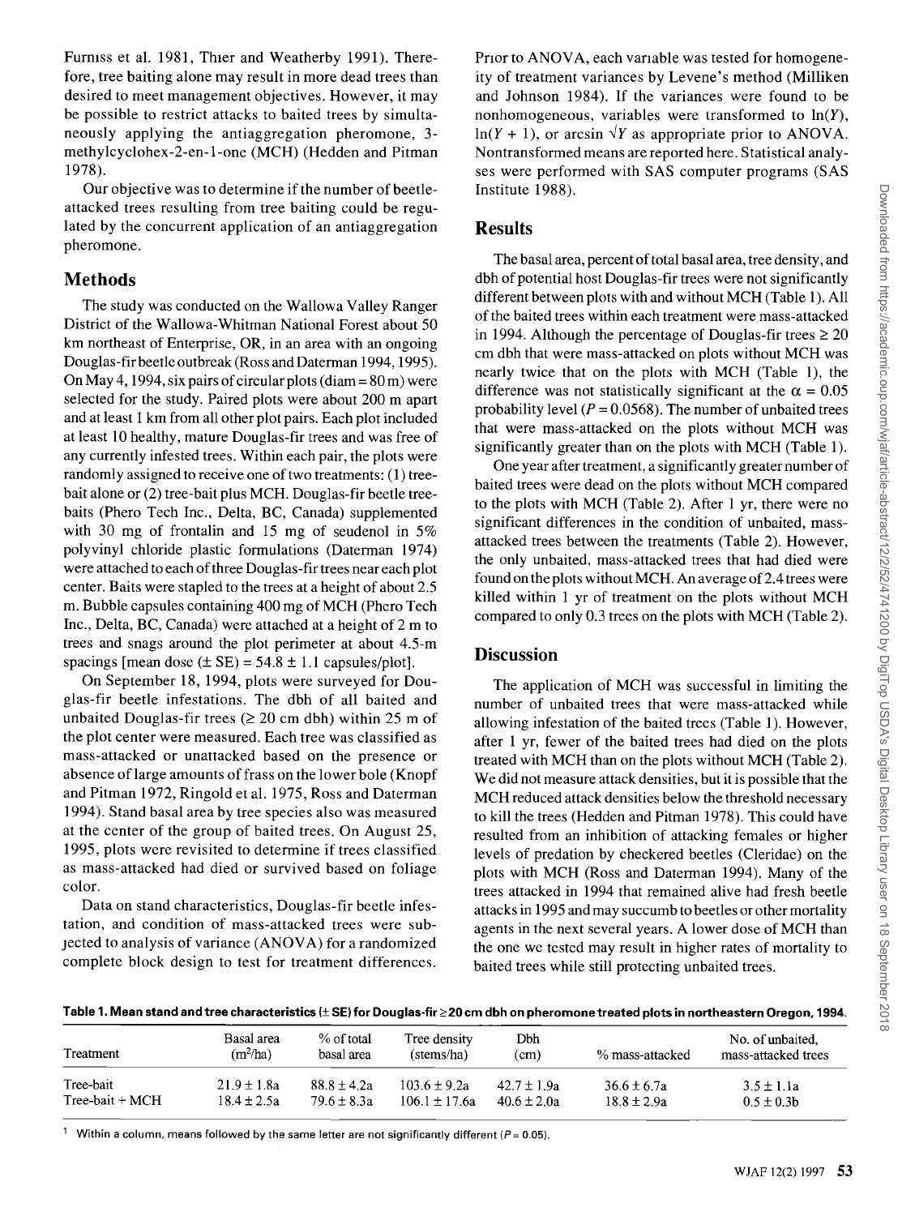Furniss et al. 1981, Thier and Weatherby 1991). Therefore, tree baiting alone may result in more dead trees than desired to meet management objectives. However, it may be possible to restrict attacks to baited trees by simultaneously applying the antiaggregation pheromone, 3-methylcyclohex-2-en-1-one (MCH) (Hedden and Pitman 1978).

Our objective was to determine if the number of beetle-attacked trees resulting from tree baiting could be regulated by the concurrent application of an antiaggregation pheromone.

## Methods

The study was conducted on the Wallowa Valley Ranger District of the Wallowa-Whitman National Forest about 50 km northeast of Enterprise, OR, in an area with an ongoing Douglas-fir beetle outbreak (Ross and Daterman 1994, 1995). On May 4, 1994, six pairs of circular plots (diam = 80 m) were selected for the study. Paired plots were about 200 m apart and at least 1 km from all other plot pairs. Each plot included at least 10 healthy, mature Douglas-fir trees and was free of any currently infested trees. Within each pair, the plots were randomly assigned to receive one of two treatments: (1) tree-bait alone or (2) tree-bait plus MCH. Douglas-fir beetle tree-baits (Phero Tech Inc., Delta, BC, Canada) supplemented with 30 mg of frontalin and 15 mg of seudenol in 5% polyvinyl chloride plastic formulations (Daterman 1974) were attached to each of three Douglas-fir trees near each plot center. Baits were stapled to the trees at a height of about 2.5 m. Bubble capsules containing 400 mg of MCH (Phero Tech Inc., Delta, BC, Canada) were attached at a height of 2 m to trees and snags around the plot perimeter at about 4.5-m spacings [mean dose (± SE) = 54.8 ± 1.1 capsules/plot].

On September 18, 1994, plots were surveyed for Douglas-fir beetle infestations. The dbh of all baited and unbaited Douglas-fir trees (≥ 20 cm dbh) within 25 m of the plot center were measured. Each tree was classified as mass-attacked or unattacked based on the presence or absence of large amounts of frass on the lower bole (Knopf and Pitman 1972, Ringold et al. 1975, Ross and Daterman 1994). Stand basal area by tree species also was measured at the center of the group of baited trees. On August 25, 1995, plots were revisited to determine if trees classified as mass-attacked had died or survived based on foliage color.

Data on stand characteristics, Douglas-fir beetle infestation, and condition of mass-attacked trees were subjected to analysis of variance (ANOVA) for a randomized complete block design to test for treatment differences. Prior to ANOVA, each variable was tested for homogeneity of treatment variances by Levene's method (Milliken and Johnson 1984). If the variances were found to be nonhomogeneous, variables were transformed to $\ln(Y)$, $\ln(Y + 1)$, or $\arcsin \sqrt{Y}$ as appropriate prior to ANOVA. Nontransformed means are reported here. Statistical analyses were performed with SAS computer programs (SAS Institute 1988).

## Results

The basal area, percent of total basal area, tree density, and dbh of potential host Douglas-fir trees were not significantly different between plots with and without MCH (Table 1). All of the baited trees within each treatment were mass-attacked in 1994. Although the percentage of Douglas-fir trees ≥ 20 cm dbh that were mass-attacked on plots without MCH was nearly twice that on the plots with MCH (Table 1), the difference was not statistically significant at the $\alpha = 0.05$ probability level ($P = 0.0568$). The number of unbaited trees that were mass-attacked on the plots without MCH was significantly greater than on the plots with MCH (Table 1).

One year after treatment, a significantly greater number of baited trees were dead on the plots without MCH compared to the plots with MCH (Table 2). After 1 yr, there were no significant differences in the condition of unbaited, mass-attacked trees between the treatments (Table 2). However, the only unbaited, mass-attacked trees that had died were found on the plots without MCH. An average of 2.4 trees were killed within 1 yr of treatment on the plots without MCH compared to only 0.3 trees on the plots with MCH (Table 2).

## Discussion

The application of MCH was successful in limiting the number of unbaited trees that were mass-attacked while allowing infestation of the baited trees (Table 1). However, after 1 yr, fewer of the baited trees had died on the plots treated with MCH than on the plots without MCH (Table 2). We did not measure attack densities, but it is possible that the MCH reduced attack densities below the threshold necessary to kill the trees (Hedden and Pitman 1978). This could have resulted from an inhibition of attacking females or higher levels of predation by checkered beetles (Cleridae) on the plots with MCH (Ross and Daterman 1994). Many of the trees attacked in 1994 that remained alive had fresh beetle attacks in 1995 and may succumb to beetles or other mortality agents in the next several years. A lower dose of MCH than the one we tested may result in higher rates of mortality to baited trees while still protecting unbaited trees.

**Table 1. Mean stand and tree characteristics (± SE) for Douglas-fir ≥ 20 cm dbh on pheromone treated plots in northeastern Oregon, 1994.**

| Treatment | Basal area ($m^2$/ha) | % of total basal area | Tree density (stems/ha) | Dbh (cm) | % mass-attacked | No. of unbaited, mass-attacked trees |
|---|---|---|---|---|---|---|
| Tree-bait | 21.9 ± 1.8a | 88.8 ± 4.2a | 103.6 ± 9.2a | 42.7 ± 1.9a | 36.6 ± 6.7a | 3.5 ± 1.1a |
| Tree-bait + MCH | 18.4 ± 2.5a | 79.6 ± 8.3a | 106.1 ± 17.6a | 40.6 ± 2.0a | 18.8 ± 2.9a | 0.5 ± 0.3b |

[1] Within a column, means followed by the same letter are not significantly different ($P = 0.05$).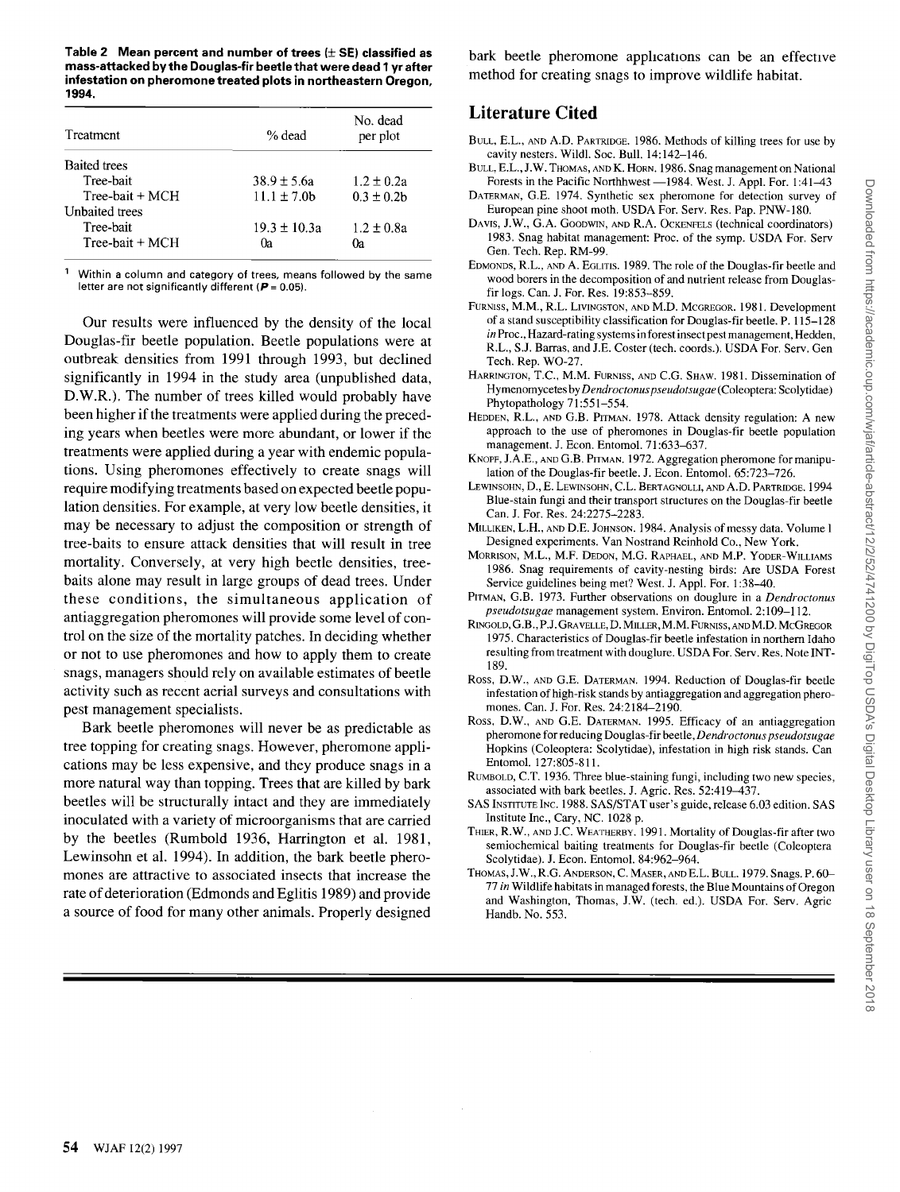**Table 2 Mean percent and number of trees (± SE) classified as mass-attacked by the Douglas-fir beetle that were dead 1 yr after infestation on pheromone treated plots in northeastern Oregon, 1994.**

| Treatment | % dead | No. dead per plot |
|---|---|---|
| Baited trees | | |
| Tree-bait | 38.9 ± 5.6a | 1.2 ± 0.2a |
| Tree-bait + MCH | 11.1 ± 7.0b | 0.3 ± 0.2b |
| Unbaited trees | | |
| Tree-bait | 19.3 ± 10.3a | 1.2 ± 0.8a |
| Tree-bait + MCH | 0a | 0a |

[1] Within a column and category of trees, means followed by the same letter are not significantly different ($P = 0.05$).

Our results were influenced by the density of the local Douglas-fir beetle population. Beetle populations were at outbreak densities from 1991 through 1993, but declined significantly in 1994 in the study area (unpublished data, D.W.R.). The number of trees killed would probably have been higher if the treatments were applied during the preceding years when beetles were more abundant, or lower if the treatments were applied during a year with endemic populations. Using pheromones effectively to create snags will require modifying treatments based on expected beetle population densities. For example, at very low beetle densities, it may be necessary to adjust the composition or strength of tree-baits to ensure attack densities that will result in tree mortality. Conversely, at very high beetle densities, tree-baits alone may result in large groups of dead trees. Under these conditions, the simultaneous application of antiaggregation pheromones will provide some level of control on the size of the mortality patches. In deciding whether or not to use pheromones and how to apply them to create snags, managers should rely on available estimates of beetle activity such as recent aerial surveys and consultations with pest management specialists.

Bark beetle pheromones will never be as predictable as tree topping for creating snags. However, pheromone applications may be less expensive, and they produce snags in a more natural way than topping. Trees that are killed by bark beetles will be structurally intact and they are immediately inoculated with a variety of microorganisms that are carried by the beetles (Rumbold 1936, Harrington et al. 1981, Lewinsohn et al. 1994). In addition, the bark beetle pheromones are attractive to associated insects that increase the rate of deterioration (Edmonds and Eglitis 1989) and provide a source of food for many other animals. Properly designed bark beetle pheromone applications can be an effective method for creating snags to improve wildlife habitat.

## Literature Cited

Bull, E.L., and A.D. Partridge. 1986. Methods of killing trees for use by cavity nesters. Wildl. Soc. Bull. 14:142–146.

Bull, E.L., J.W. Thomas, and K. Horn. 1986. Snag management on National Forests in the Pacific Northhwest —1984. West. J. Appl. For. 1:41–43

Daterman, G.E. 1974. Synthetic sex pheromone for detection survey of European pine shoot moth. USDA For. Serv. Res. Pap. PNW-180.

Davis, J.W., G.A. Goodwin, and R.A. Ockenfels (technical coordinators) 1983. Snag habitat management: Proc. of the symp. USDA For. Serv Gen. Tech. Rep. RM-99.

Edmonds, R.L., and A. Eglitis. 1989. The role of the Douglas-fir beetle and wood borers in the decomposition of and nutrient release from Douglas-fir logs. Can. J. For. Res. 19:853–859.

Furniss, M.M., R.L. Livingston, and M.D. McGregor. 1981. Development of a stand susceptibility classification for Douglas-fir beetle. P. 115–128 *in* Proc., Hazard-rating systems in forest insect pest management, Hedden, R.L., S.J. Barras, and J.E. Coster (tech. coords.). USDA For. Serv. Gen Tech. Rep. WO-27.

Harrington, T.C., M.M. Furniss, and C.G. Shaw. 1981. Dissemination of Hymenomycetes by *Dendroctonus pseudotsugae* (Coleoptera: Scolytidae) Phytopathology 71:551–554.

Hedden, R.L., and G.B. Pitman. 1978. Attack density regulation: A new approach to the use of pheromones in Douglas-fir beetle population management. J. Econ. Entomol. 71:633–637.

Knopf, J.A.E., and G.B. Pitman. 1972. Aggregation pheromone for manipulation of the Douglas-fir beetle. J. Econ. Entomol. 65:723–726.

Lewinsohn, D., E. Lewinsohn, C.L. Bertagnolli, and A.D. Partridge. 1994 Blue-stain fungi and their transport structures on the Douglas-fir beetle Can. J. For. Res. 24:2275–2283.

Milliken, L.H., and D.E. Johnson. 1984. Analysis of messy data. Volume 1 Designed experiments. Van Nostrand Reinhold Co., New York.

Morrison, M.L., M.F. Dedon, M.G. Raphael, and M.P. Yoder-Williams 1986. Snag requirements of cavity-nesting birds: Are USDA Forest Service guidelines being met? West. J. Appl. For. 1:38–40.

Pitman, G.B. 1973. Further observations on douglure in a *Dendroctonus pseudotsugae* management system. Environ. Entomol. 2:109–112.

Ringold, G.B., P.J. Gravelle, D. Miller, M.M. Furniss, and M.D. McGregor 1975. Characteristics of Douglas-fir beetle infestation in northern Idaho resulting from treatment with douglure. USDA For. Serv. Res. Note INT-189.

Ross, D.W., and G.E. Daterman. 1994. Reduction of Douglas-fir beetle infestation of high-risk stands by antiaggregation and aggregation pheromones. Can. J. For. Res. 24:2184–2190.

Ross, D.W., and G.E. Daterman. 1995. Efficacy of an antiaggregation pheromone for reducing Douglas-fir beetle, *Dendroctonus pseudotsugae* Hopkins (Coleoptera: Scolytidae), infestation in high risk stands. Can Entomol. 127:805-811.

Rumbold, C.T. 1936. Three blue-staining fungi, including two new species, associated with bark beetles. J. Agric. Res. 52:419–437.

SAS Institute Inc. 1988. SAS/STAT user's guide, release 6.03 edition. SAS Institute Inc., Cary, NC. 1028 p.

Thier, R.W., and J.C. Weatherby. 1991. Mortality of Douglas-fir after two semiochemical baiting treatments for Douglas-fir beetle (Coleoptera Scolytidae). J. Econ. Entomol. 84:962–964.

Thomas, J.W., R.G. Anderson, C. Maser, and E.L. Bull. 1979. Snags. P. 60–77 *in* Wildlife habitats in managed forests, the Blue Mountains of Oregon and Washington, Thomas, J.W. (tech. ed.). USDA For. Serv. Agric Handb. No. 553.